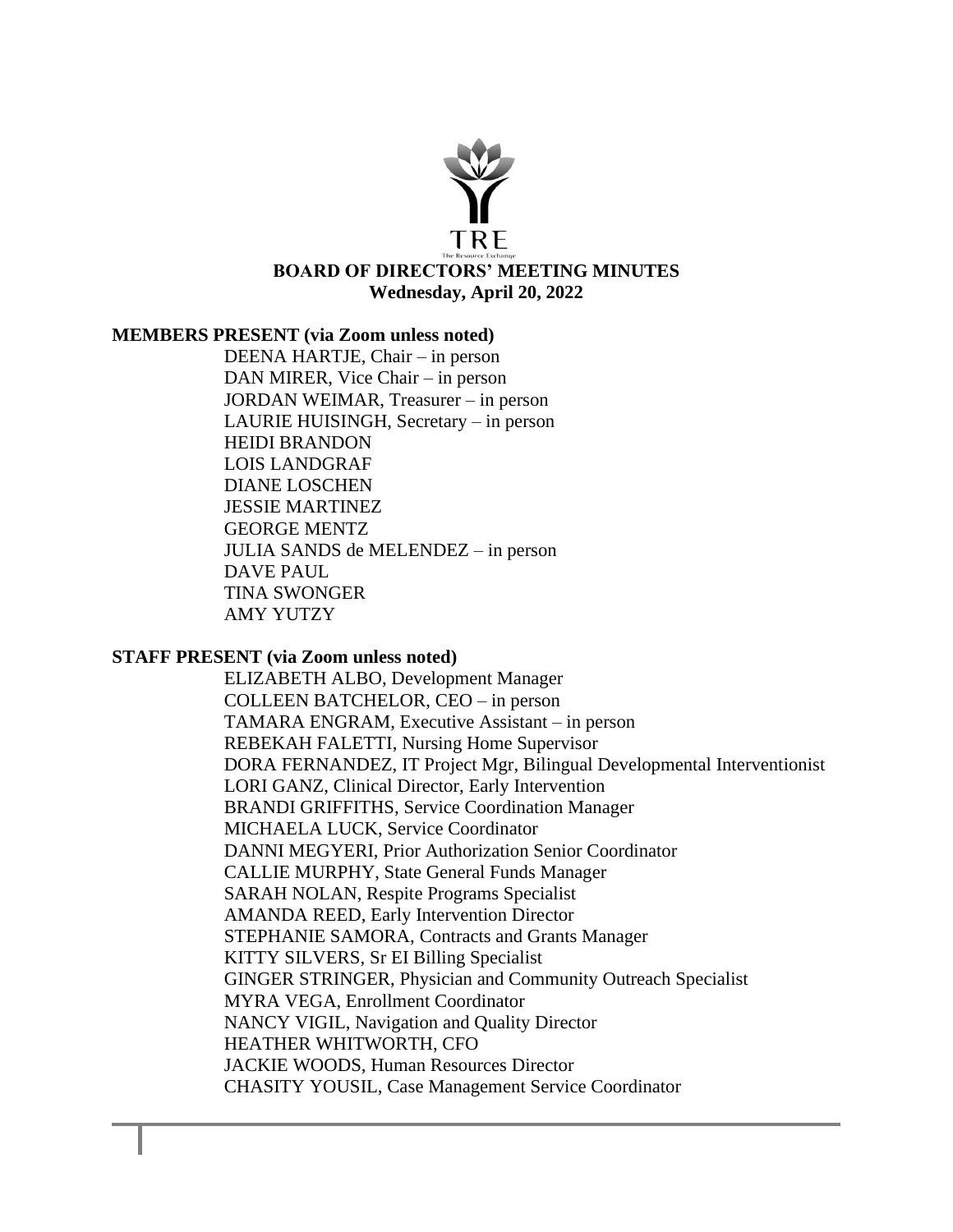TRE

The Resource Exchange

# BOARD OF DIRECTORS' MEETING MINUTES

**Wednesday, April 20, 2022**

**MEMBERS PRESENT (via Zoom unless noted)**

DEENA HARTJE, Chair – in person
DAN MIRER, Vice Chair – in person
JORDAN WEIMAR, Treasurer – in person
LAURIE HUISINGH, Secretary – in person
HEIDI BRANDON
LOIS LANDGRAF
DIANE LOSCHEN
JESSIE MARTINEZ
GEORGE MENTZ
JULIA SANDS de MELENDEZ – in person
DAVE PAUL
TINA SWONGER
AMY YUTZY

**STAFF PRESENT (via Zoom unless noted)**

ELIZABETH ALBO, Development Manager
COLLEEN BATCHELOR, CEO – in person
TAMARA ENGRAM, Executive Assistant – in person
REBEKAH FALETTI, Nursing Home Supervisor
DORA FERNANDEZ, IT Project Mgr, Bilingual Developmental Interventionist
LORI GANZ, Clinical Director, Early Intervention
BRANDI GRIFFITHS, Service Coordination Manager
MICHAELA LUCK, Service Coordinator
DANNI MEGYERI, Prior Authorization Senior Coordinator
CALLIE MURPHY, State General Funds Manager
SARAH NOLAN, Respite Programs Specialist
AMANDA REED, Early Intervention Director
STEPHANIE SAMORA, Contracts and Grants Manager
KITTY SILVERS, Sr EI Billing Specialist
GINGER STRINGER, Physician and Community Outreach Specialist
MYRA VEGA, Enrollment Coordinator
NANCY VIGIL, Navigation and Quality Director
HEATHER WHITWORTH, CFO
JACKIE WOODS, Human Resources Director
CHASITY YOUSIL, Case Management Service Coordinator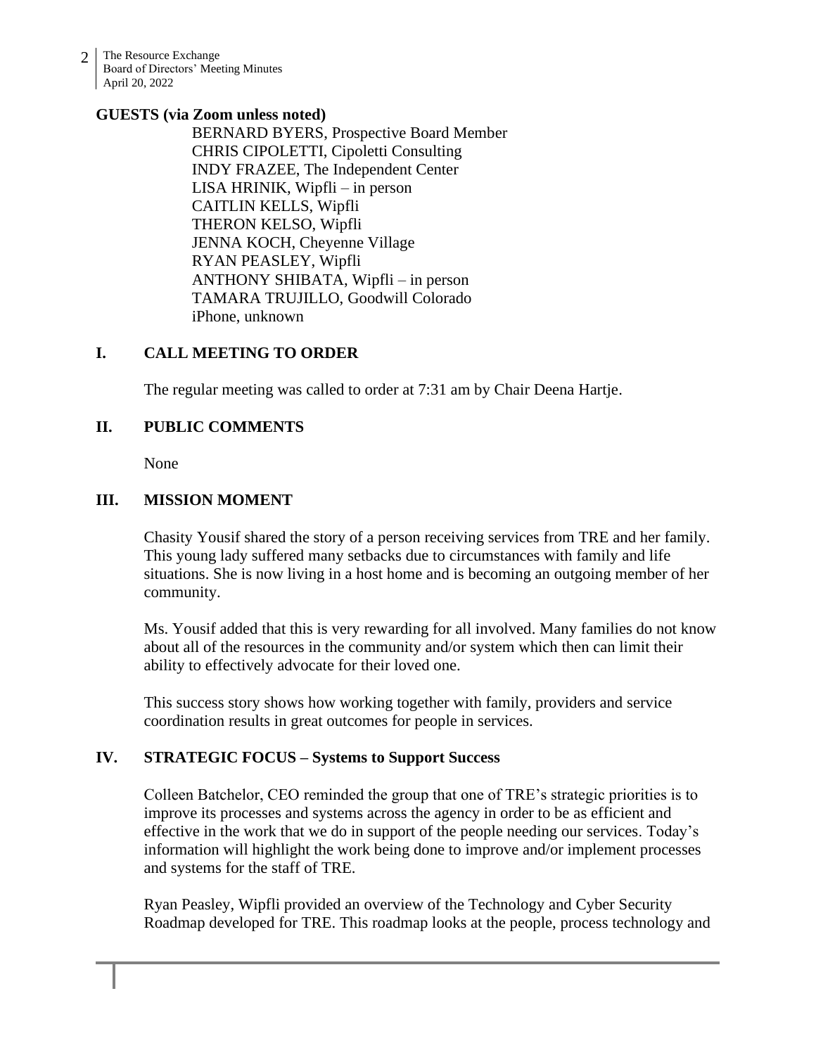**GUESTS (via Zoom unless noted)**

BERNARD BYERS, Prospective Board Member
CHRIS CIPOLETTI, Cipoletti Consulting
INDY FRAZEE, The Independent Center
LISA HRINIK, Wipfli – in person
CAITLIN KELLS, Wipfli
THERON KELSO, Wipfli
JENNA KOCH, Cheyenne Village
RYAN PEASLEY, Wipfli
ANTHONY SHIBATA, Wipfli – in person
TAMARA TRUJILLO, Goodwill Colorado
iPhone, unknown

## I. CALL MEETING TO ORDER

The regular meeting was called to order at 7:31 am by Chair Deena Hartje.

## II. PUBLIC COMMENTS

None

## III. MISSION MOMENT

Chasity Yousif shared the story of a person receiving services from TRE and her family. This young lady suffered many setbacks due to circumstances with family and life situations. She is now living in a host home and is becoming an outgoing member of her community.

Ms. Yousif added that this is very rewarding for all involved. Many families do not know about all of the resources in the community and/or system which then can limit their ability to effectively advocate for their loved one.

This success story shows how working together with family, providers and service coordination results in great outcomes for people in services.

## IV. STRATEGIC FOCUS – Systems to Support Success

Colleen Batchelor, CEO reminded the group that one of TRE's strategic priorities is to improve its processes and systems across the agency in order to be as efficient and effective in the work that we do in support of the people needing our services. Today's information will highlight the work being done to improve and/or implement processes and systems for the staff of TRE.

Ryan Peasley, Wipfli provided an overview of the Technology and Cyber Security Roadmap developed for TRE. This roadmap looks at the people, process technology and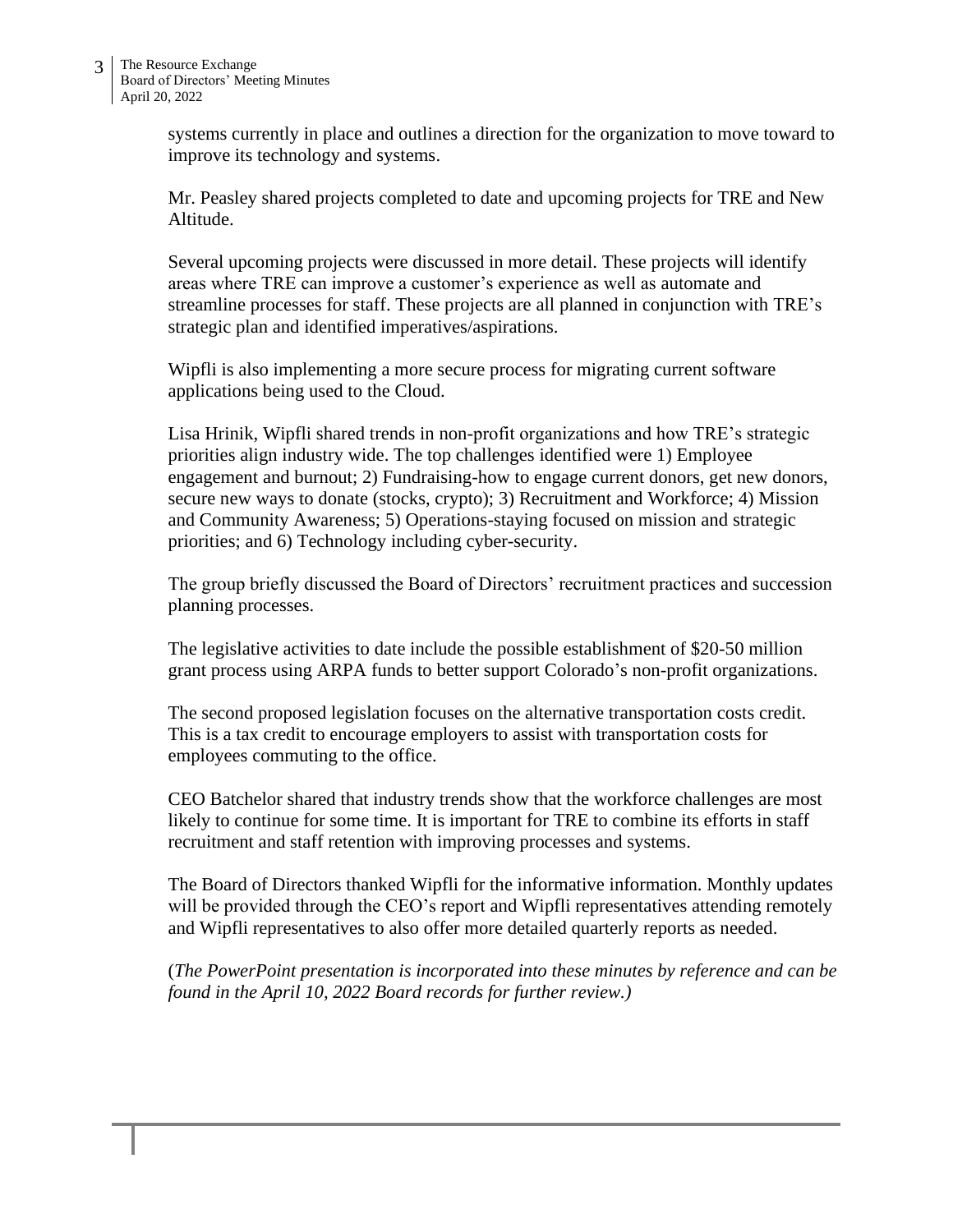systems currently in place and outlines a direction for the organization to move toward to improve its technology and systems.

Mr. Peasley shared projects completed to date and upcoming projects for TRE and New Altitude.

Several upcoming projects were discussed in more detail. These projects will identify areas where TRE can improve a customer's experience as well as automate and streamline processes for staff. These projects are all planned in conjunction with TRE's strategic plan and identified imperatives/aspirations.

Wipfli is also implementing a more secure process for migrating current software applications being used to the Cloud.

Lisa Hrinik, Wipfli shared trends in non-profit organizations and how TRE's strategic priorities align industry wide. The top challenges identified were 1) Employee engagement and burnout; 2) Fundraising-how to engage current donors, get new donors, secure new ways to donate (stocks, crypto); 3) Recruitment and Workforce; 4) Mission and Community Awareness; 5) Operations-staying focused on mission and strategic priorities; and 6) Technology including cyber-security.

The group briefly discussed the Board of Directors' recruitment practices and succession planning processes.

The legislative activities to date include the possible establishment of $20-50 million grant process using ARPA funds to better support Colorado's non-profit organizations.

The second proposed legislation focuses on the alternative transportation costs credit. This is a tax credit to encourage employers to assist with transportation costs for employees commuting to the office.

CEO Batchelor shared that industry trends show that the workforce challenges are most likely to continue for some time. It is important for TRE to combine its efforts in staff recruitment and staff retention with improving processes and systems.

The Board of Directors thanked Wipfli for the informative information. Monthly updates will be provided through the CEO's report and Wipfli representatives attending remotely and Wipfli representatives to also offer more detailed quarterly reports as needed.

(*The PowerPoint presentation is incorporated into these minutes by reference and can be found in the April 10, 2022 Board records for further review.)*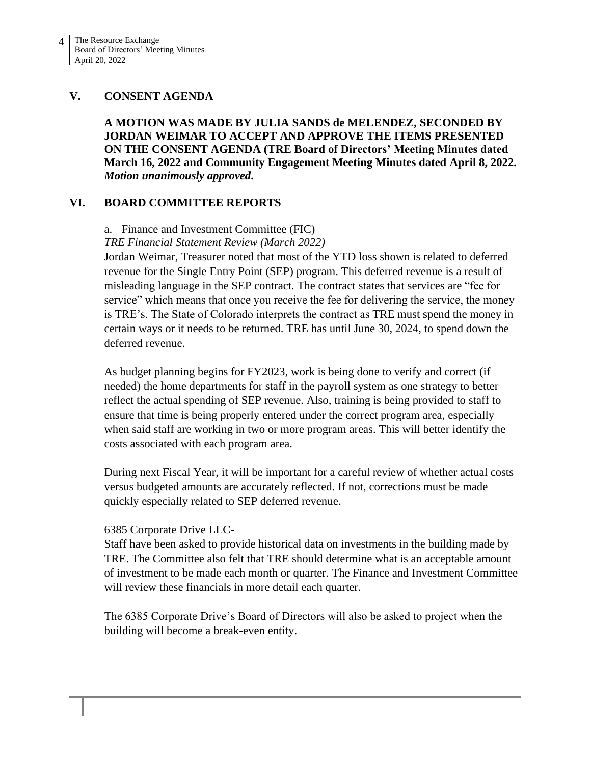## V. CONSENT AGENDA

**A MOTION WAS MADE BY JULIA SANDS de MELENDEZ, SECONDED BY JORDAN WEIMAR TO ACCEPT AND APPROVE THE ITEMS PRESENTED ON THE CONSENT AGENDA (TRE Board of Directors' Meeting Minutes dated March 16, 2022 and Community Engagement Meeting Minutes dated April 8, 2022. *Motion unanimously approved*.**

## VI. BOARD COMMITTEE REPORTS

a. Finance and Investment Committee (FIC)

*TRE Financial Statement Review (March 2022)*

Jordan Weimar, Treasurer noted that most of the YTD loss shown is related to deferred revenue for the Single Entry Point (SEP) program. This deferred revenue is a result of misleading language in the SEP contract. The contract states that services are "fee for service" which means that once you receive the fee for delivering the service, the money is TRE's. The State of Colorado interprets the contract as TRE must spend the money in certain ways or it needs to be returned. TRE has until June 30, 2024, to spend down the deferred revenue.

As budget planning begins for FY2023, work is being done to verify and correct (if needed) the home departments for staff in the payroll system as one strategy to better reflect the actual spending of SEP revenue. Also, training is being provided to staff to ensure that time is being properly entered under the correct program area, especially when said staff are working in two or more program areas. This will better identify the costs associated with each program area.

During next Fiscal Year, it will be important for a careful review of whether actual costs versus budgeted amounts are accurately reflected. If not, corrections must be made quickly especially related to SEP deferred revenue.

6385 Corporate Drive LLC-

Staff have been asked to provide historical data on investments in the building made by TRE. The Committee also felt that TRE should determine what is an acceptable amount of investment to be made each month or quarter. The Finance and Investment Committee will review these financials in more detail each quarter.

The 6385 Corporate Drive's Board of Directors will also be asked to project when the building will become a break-even entity.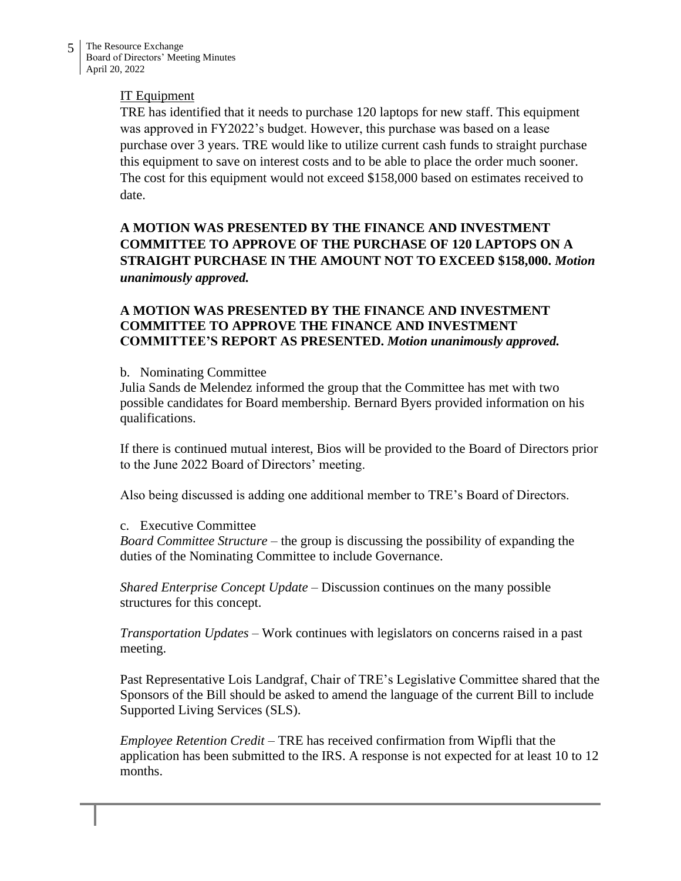IT Equipment

TRE has identified that it needs to purchase 120 laptops for new staff. This equipment was approved in FY2022's budget. However, this purchase was based on a lease purchase over 3 years. TRE would like to utilize current cash funds to straight purchase this equipment to save on interest costs and to be able to place the order much sooner. The cost for this equipment would not exceed $158,000 based on estimates received to date.

**A MOTION WAS PRESENTED BY THE FINANCE AND INVESTMENT COMMITTEE TO APPROVE OF THE PURCHASE OF 120 LAPTOPS ON A STRAIGHT PURCHASE IN THE AMOUNT NOT TO EXCEED $158,000.** ***Motion unanimously approved.***

**A MOTION WAS PRESENTED BY THE FINANCE AND INVESTMENT COMMITTEE TO APPROVE THE FINANCE AND INVESTMENT COMMITTEE'S REPORT AS PRESENTED.** ***Motion unanimously approved.***

b. Nominating Committee

Julia Sands de Melendez informed the group that the Committee has met with two possible candidates for Board membership. Bernard Byers provided information on his qualifications.

If there is continued mutual interest, Bios will be provided to the Board of Directors prior to the June 2022 Board of Directors' meeting.

Also being discussed is adding one additional member to TRE's Board of Directors.

c. Executive Committee

*Board Committee Structure* – the group is discussing the possibility of expanding the duties of the Nominating Committee to include Governance.

*Shared Enterprise Concept Update* – Discussion continues on the many possible structures for this concept.

*Transportation Updates* – Work continues with legislators on concerns raised in a past meeting.

Past Representative Lois Landgraf, Chair of TRE's Legislative Committee shared that the Sponsors of the Bill should be asked to amend the language of the current Bill to include Supported Living Services (SLS).

*Employee Retention Credit* – TRE has received confirmation from Wipfli that the application has been submitted to the IRS. A response is not expected for at least 10 to 12 months.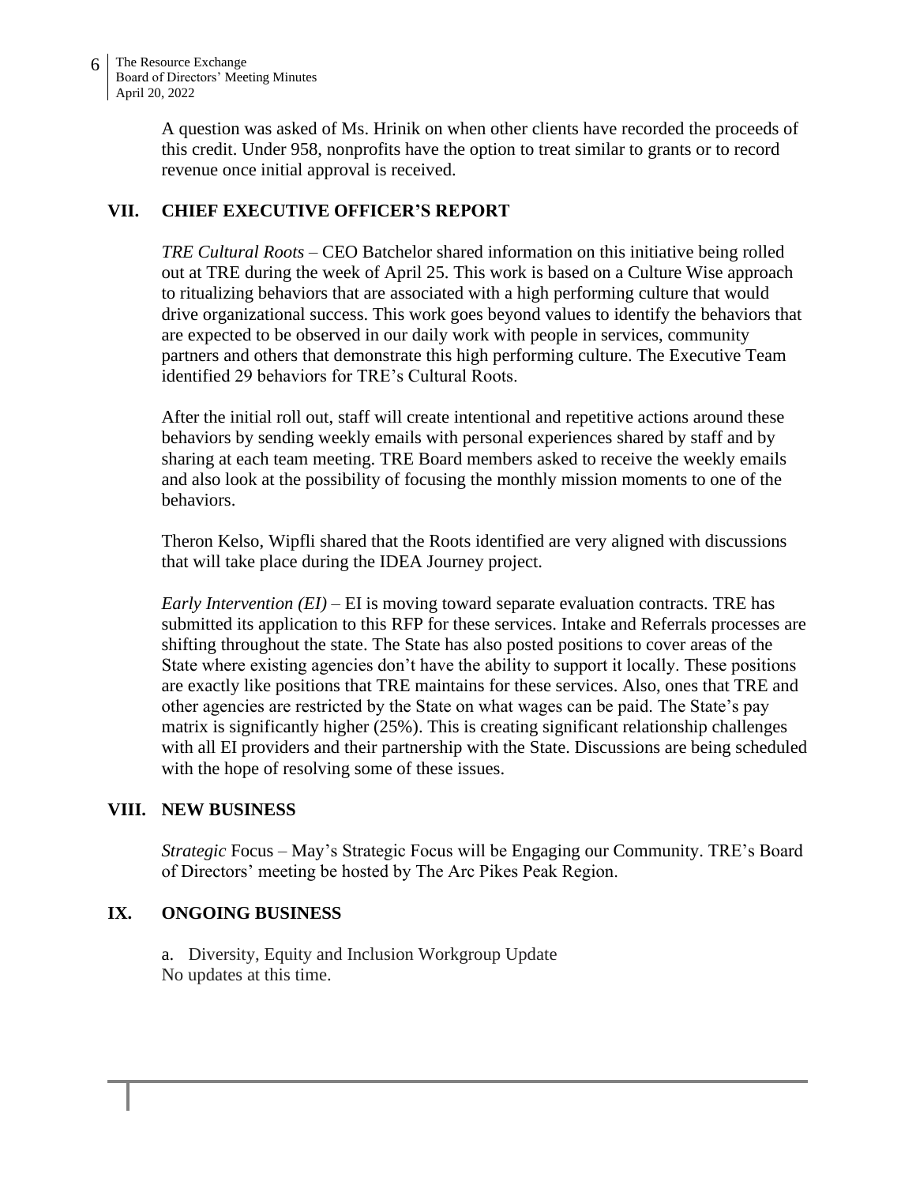A question was asked of Ms. Hrinik on when other clients have recorded the proceeds of this credit. Under 958, nonprofits have the option to treat similar to grants or to record revenue once initial approval is received.

## VII. CHIEF EXECUTIVE OFFICER'S REPORT

*TRE Cultural Roots* – CEO Batchelor shared information on this initiative being rolled out at TRE during the week of April 25. This work is based on a Culture Wise approach to ritualizing behaviors that are associated with a high performing culture that would drive organizational success. This work goes beyond values to identify the behaviors that are expected to be observed in our daily work with people in services, community partners and others that demonstrate this high performing culture. The Executive Team identified 29 behaviors for TRE's Cultural Roots.

After the initial roll out, staff will create intentional and repetitive actions around these behaviors by sending weekly emails with personal experiences shared by staff and by sharing at each team meeting. TRE Board members asked to receive the weekly emails and also look at the possibility of focusing the monthly mission moments to one of the behaviors.

Theron Kelso, Wipfli shared that the Roots identified are very aligned with discussions that will take place during the IDEA Journey project.

*Early Intervention (EI)* – EI is moving toward separate evaluation contracts. TRE has submitted its application to this RFP for these services. Intake and Referrals processes are shifting throughout the state. The State has also posted positions to cover areas of the State where existing agencies don't have the ability to support it locally. These positions are exactly like positions that TRE maintains for these services. Also, ones that TRE and other agencies are restricted by the State on what wages can be paid. The State's pay matrix is significantly higher (25%). This is creating significant relationship challenges with all EI providers and their partnership with the State. Discussions are being scheduled with the hope of resolving some of these issues.

## VIII. NEW BUSINESS

*Strategic* Focus – May's Strategic Focus will be Engaging our Community. TRE's Board of Directors' meeting be hosted by The Arc Pikes Peak Region.

## IX. ONGOING BUSINESS

a. Diversity, Equity and Inclusion Workgroup Update
No updates at this time.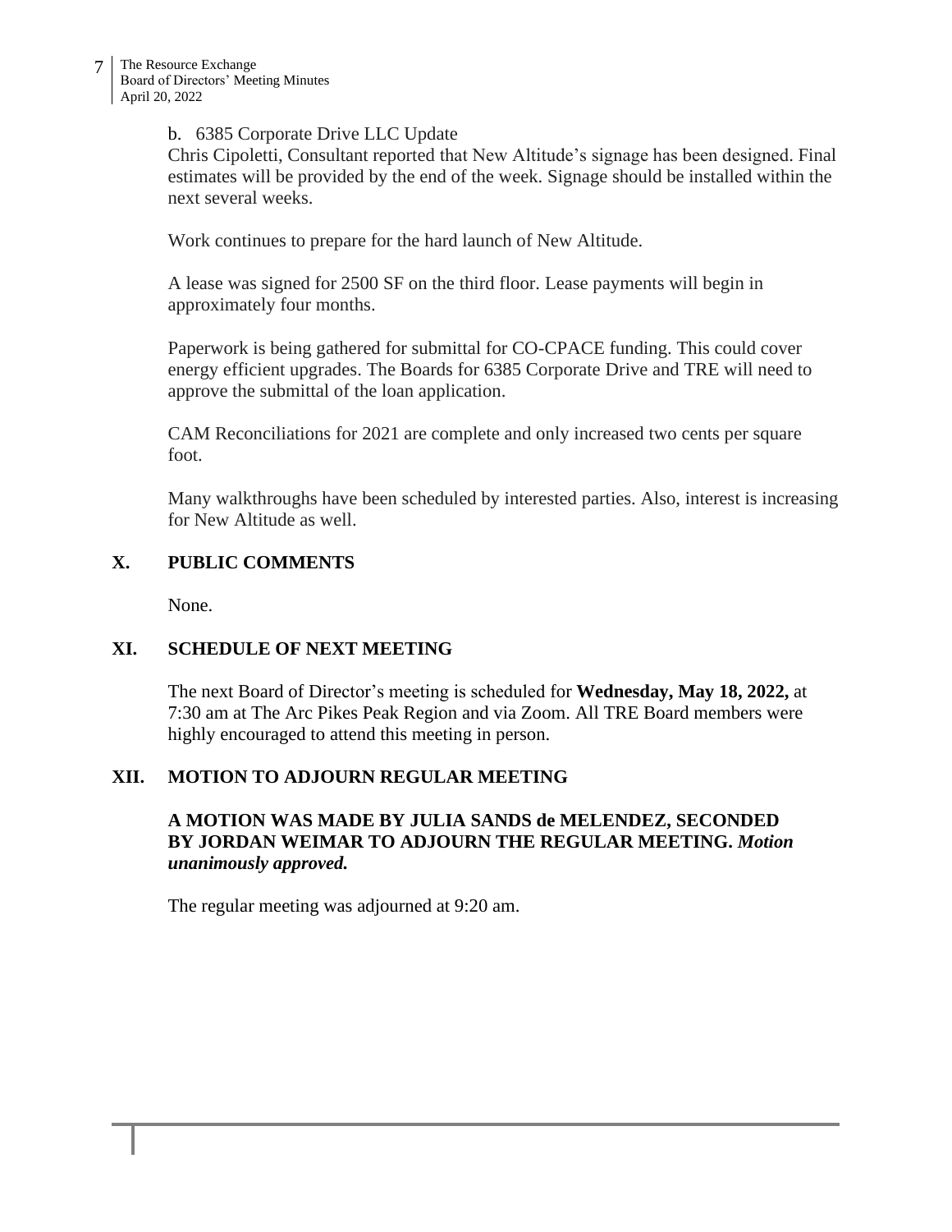b. 6385 Corporate Drive LLC Update

Chris Cipoletti, Consultant reported that New Altitude's signage has been designed. Final estimates will be provided by the end of the week. Signage should be installed within the next several weeks.

Work continues to prepare for the hard launch of New Altitude.

A lease was signed for 2500 SF on the third floor. Lease payments will begin in approximately four months.

Paperwork is being gathered for submittal for CO-CPACE funding. This could cover energy efficient upgrades. The Boards for 6385 Corporate Drive and TRE will need to approve the submittal of the loan application.

CAM Reconciliations for 2021 are complete and only increased two cents per square foot.

Many walkthroughs have been scheduled by interested parties. Also, interest is increasing for New Altitude as well.

## X. PUBLIC COMMENTS

None.

## XI. SCHEDULE OF NEXT MEETING

The next Board of Director's meeting is scheduled for **Wednesday, May 18, 2022,** at 7:30 am at The Arc Pikes Peak Region and via Zoom. All TRE Board members were highly encouraged to attend this meeting in person.

## XII. MOTION TO ADJOURN REGULAR MEETING

**A MOTION WAS MADE BY JULIA SANDS de MELENDEZ, SECONDED BY JORDAN WEIMAR TO ADJOURN THE REGULAR MEETING.** ***Motion unanimously approved.***

The regular meeting was adjourned at 9:20 am.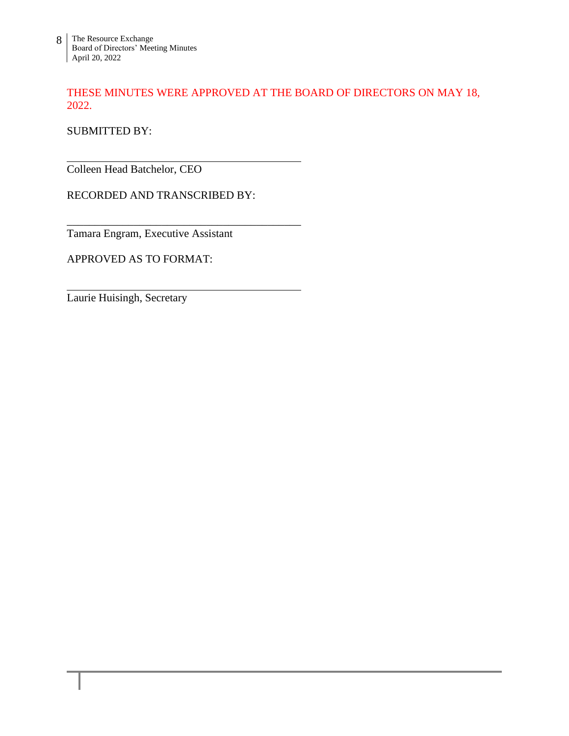THESE MINUTES WERE APPROVED AT THE BOARD OF DIRECTORS ON MAY 18, 2022.

SUBMITTED BY:

\_\_\_\_\_\_\_\_\_\_\_\_\_\_\_\_\_\_\_\_\_\_\_\_\_\_\_\_\_\_\_\_\_\_\_\_\_\_\_\_

Colleen Head Batchelor, CEO

RECORDED AND TRANSCRIBED BY:

\_\_\_\_\_\_\_\_\_\_\_\_\_\_\_\_\_\_\_\_\_\_\_\_\_\_\_\_\_\_\_\_\_\_\_\_\_\_\_\_

Tamara Engram, Executive Assistant

APPROVED AS TO FORMAT:

\_\_\_\_\_\_\_\_\_\_\_\_\_\_\_\_\_\_\_\_\_\_\_\_\_\_\_\_\_\_\_\_\_\_\_\_\_\_\_\_

Laurie Huisingh, Secretary